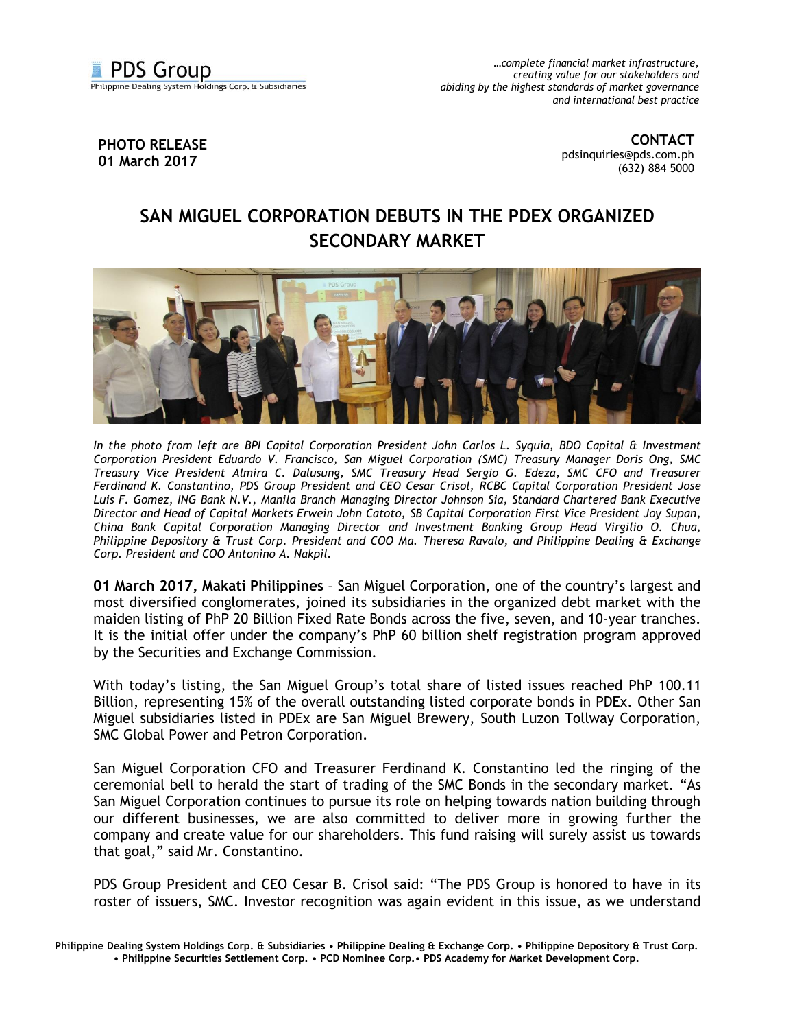PDS Group
Philippine Dealing System Holdings Corp. & Subsidiaries

*…complete financial market infrastructure, creating value for our stakeholders and abiding by the highest standards of market governance and international best practice*

**PHOTO RELEASE**
**01 March 2017**

**CONTACT**
pdsinquiries@pds.com.ph
(632) 884 5000

# SAN MIGUEL CORPORATION DEBUTS IN THE PDEX ORGANIZED SECONDARY MARKET

*In the photo from left are BPI Capital Corporation President John Carlos L. Syquia, BDO Capital & Investment Corporation President Eduardo V. Francisco, San Miguel Corporation (SMC) Treasury Manager Doris Ong, SMC Treasury Vice President Almira C. Dalusung, SMC Treasury Head Sergio G. Edeza, SMC CFO and Treasurer Ferdinand K. Constantino, PDS Group President and CEO Cesar Crisol, RCBC Capital Corporation President Jose Luis F. Gomez, ING Bank N.V., Manila Branch Managing Director Johnson Sia, Standard Chartered Bank Executive Director and Head of Capital Markets Erwein John Catoto, SB Capital Corporation First Vice President Joy Supan, China Bank Capital Corporation Managing Director and Investment Banking Group Head Virgilio O. Chua, Philippine Depository & Trust Corp. President and COO Ma. Theresa Ravalo, and Philippine Dealing & Exchange Corp. President and COO Antonino A. Nakpil.*

**01 March 2017, Makati Philippines** – San Miguel Corporation, one of the country's largest and most diversified conglomerates, joined its subsidiaries in the organized debt market with the maiden listing of PhP 20 Billion Fixed Rate Bonds across the five, seven, and 10-year tranches. It is the initial offer under the company's PhP 60 billion shelf registration program approved by the Securities and Exchange Commission.

With today's listing, the San Miguel Group's total share of listed issues reached PhP 100.11 Billion, representing 15% of the overall outstanding listed corporate bonds in PDEx. Other San Miguel subsidiaries listed in PDEx are San Miguel Brewery, South Luzon Tollway Corporation, SMC Global Power and Petron Corporation.

San Miguel Corporation CFO and Treasurer Ferdinand K. Constantino led the ringing of the ceremonial bell to herald the start of trading of the SMC Bonds in the secondary market. "As San Miguel Corporation continues to pursue its role on helping towards nation building through our different businesses, we are also committed to deliver more in growing further the company and create value for our shareholders. This fund raising will surely assist us towards that goal," said Mr. Constantino.

PDS Group President and CEO Cesar B. Crisol said: "The PDS Group is honored to have in its roster of issuers, SMC. Investor recognition was again evident in this issue, as we understand

**Philippine Dealing System Holdings Corp. & Subsidiaries • Philippine Dealing & Exchange Corp. • Philippine Depository & Trust Corp. • Philippine Securities Settlement Corp. • PCD Nominee Corp.• PDS Academy for Market Development Corp.**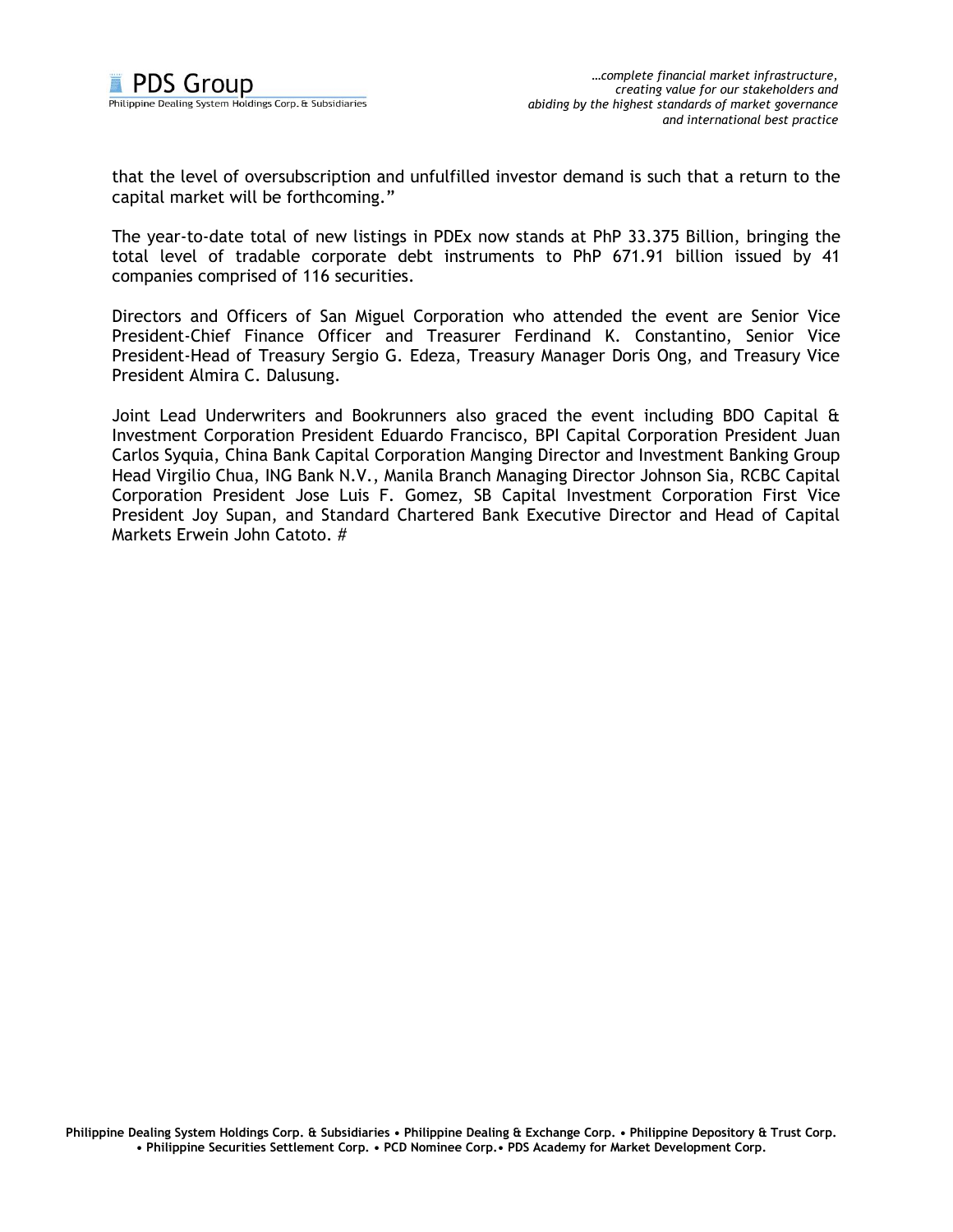that the level of oversubscription and unfulfilled investor demand is such that a return to the capital market will be forthcoming."

The year-to-date total of new listings in PDEx now stands at PhP 33.375 Billion, bringing the total level of tradable corporate debt instruments to PhP 671.91 billion issued by 41 companies comprised of 116 securities.

Directors and Officers of San Miguel Corporation who attended the event are Senior Vice President-Chief Finance Officer and Treasurer Ferdinand K. Constantino, Senior Vice President-Head of Treasury Sergio G. Edeza, Treasury Manager Doris Ong, and Treasury Vice President Almira C. Dalusung.

Joint Lead Underwriters and Bookrunners also graced the event including BDO Capital & Investment Corporation President Eduardo Francisco, BPI Capital Corporation President Juan Carlos Syquia, China Bank Capital Corporation Manging Director and Investment Banking Group Head Virgilio Chua, ING Bank N.V., Manila Branch Managing Director Johnson Sia, RCBC Capital Corporation President Jose Luis F. Gomez, SB Capital Investment Corporation First Vice President Joy Supan, and Standard Chartered Bank Executive Director and Head of Capital Markets Erwein John Catoto. #